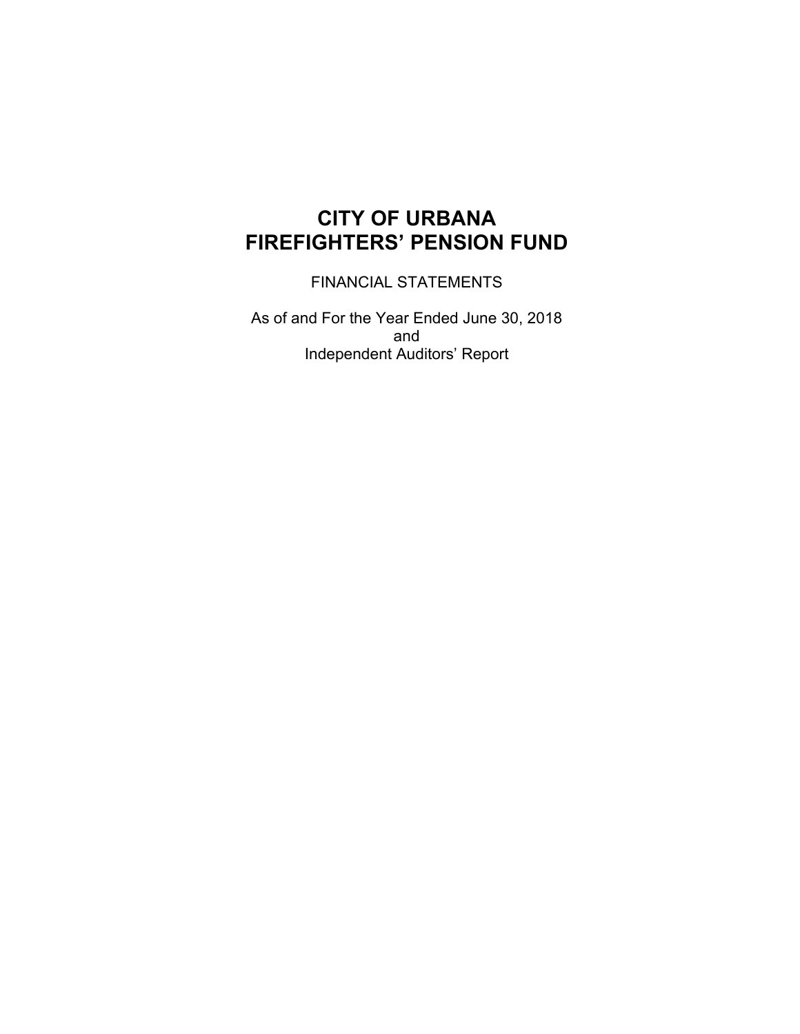# CITY OF URBANA
# FIREFIGHTERS' PENSION FUND

FINANCIAL STATEMENTS

As of and For the Year Ended June 30, 2018
and
Independent Auditors' Report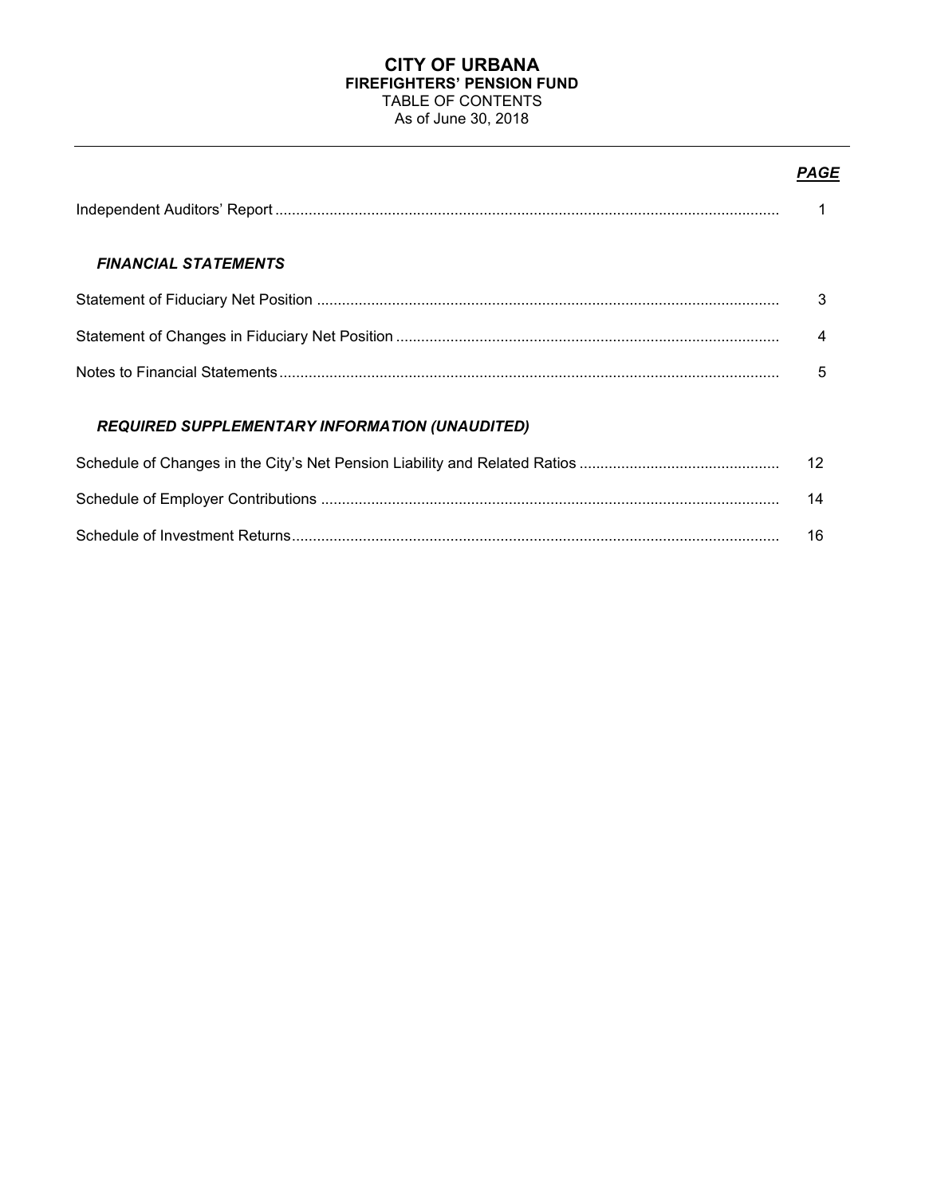# CITY OF URBANA
## FIREFIGHTERS' PENSION FUND
TABLE OF CONTENTS
As of June 30, 2018

| | ***PAGE*** |
|---|---|
| Independent Auditors' Report | 1 |
| ***FINANCIAL STATEMENTS*** | |
| Statement of Fiduciary Net Position | 3 |
| Statement of Changes in Fiduciary Net Position | 4 |
| Notes to Financial Statements | 5 |
| ***REQUIRED SUPPLEMENTARY INFORMATION (UNAUDITED)*** | |
| Schedule of Changes in the City's Net Pension Liability and Related Ratios | 12 |
| Schedule of Employer Contributions | 14 |
| Schedule of Investment Returns | 16 |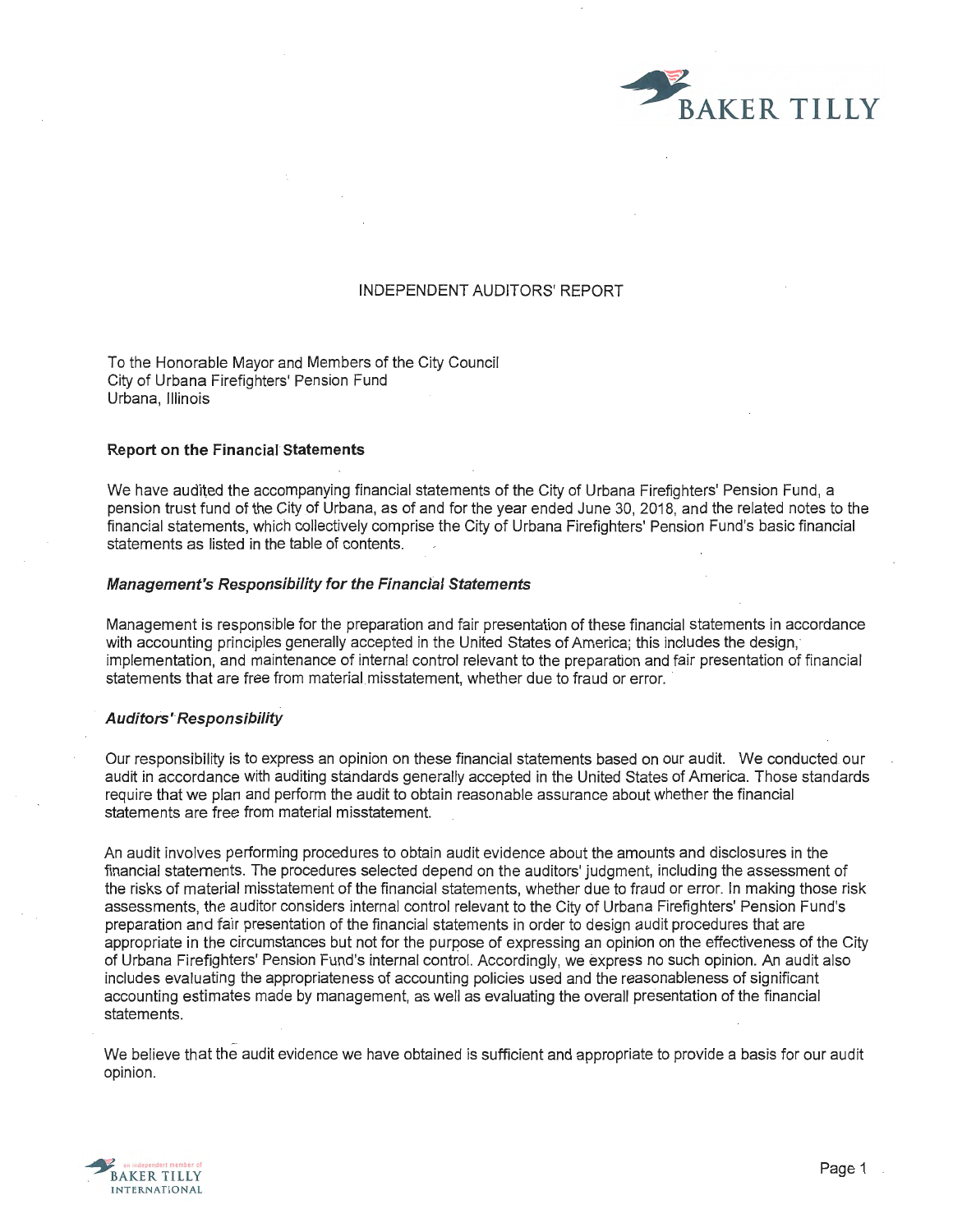# INDEPENDENT AUDITORS' REPORT

To the Honorable Mayor and Members of the City Council
City of Urbana Firefighters' Pension Fund
Urbana, Illinois

## Report on the Financial Statements

We have audited the accompanying financial statements of the City of Urbana Firefighters' Pension Fund, a pension trust fund of the City of Urbana, as of and for the year ended June 30, 2018, and the related notes to the financial statements, which collectively comprise the City of Urbana Firefighters' Pension Fund's basic financial statements as listed in the table of contents.

### *Management's Responsibility for the Financial Statements*

Management is responsible for the preparation and fair presentation of these financial statements in accordance with accounting principles generally accepted in the United States of America; this includes the design, implementation, and maintenance of internal control relevant to the preparation and fair presentation of financial statements that are free from material misstatement, whether due to fraud or error.

### *Auditors' Responsibility*

Our responsibility is to express an opinion on these financial statements based on our audit. We conducted our audit in accordance with auditing standards generally accepted in the United States of America. Those standards require that we plan and perform the audit to obtain reasonable assurance about whether the financial statements are free from material misstatement.

An audit involves performing procedures to obtain audit evidence about the amounts and disclosures in the financial statements. The procedures selected depend on the auditors' judgment, including the assessment of the risks of material misstatement of the financial statements, whether due to fraud or error. In making those risk assessments, the auditor considers internal control relevant to the City of Urbana Firefighters' Pension Fund's preparation and fair presentation of the financial statements in order to design audit procedures that are appropriate in the circumstances but not for the purpose of expressing an opinion on the effectiveness of the City of Urbana Firefighters' Pension Fund's internal control. Accordingly, we express no such opinion. An audit also includes evaluating the appropriateness of accounting policies used and the reasonableness of significant accounting estimates made by management, as well as evaluating the overall presentation of the financial statements.

We believe that the audit evidence we have obtained is sufficient and appropriate to provide a basis for our audit opinion.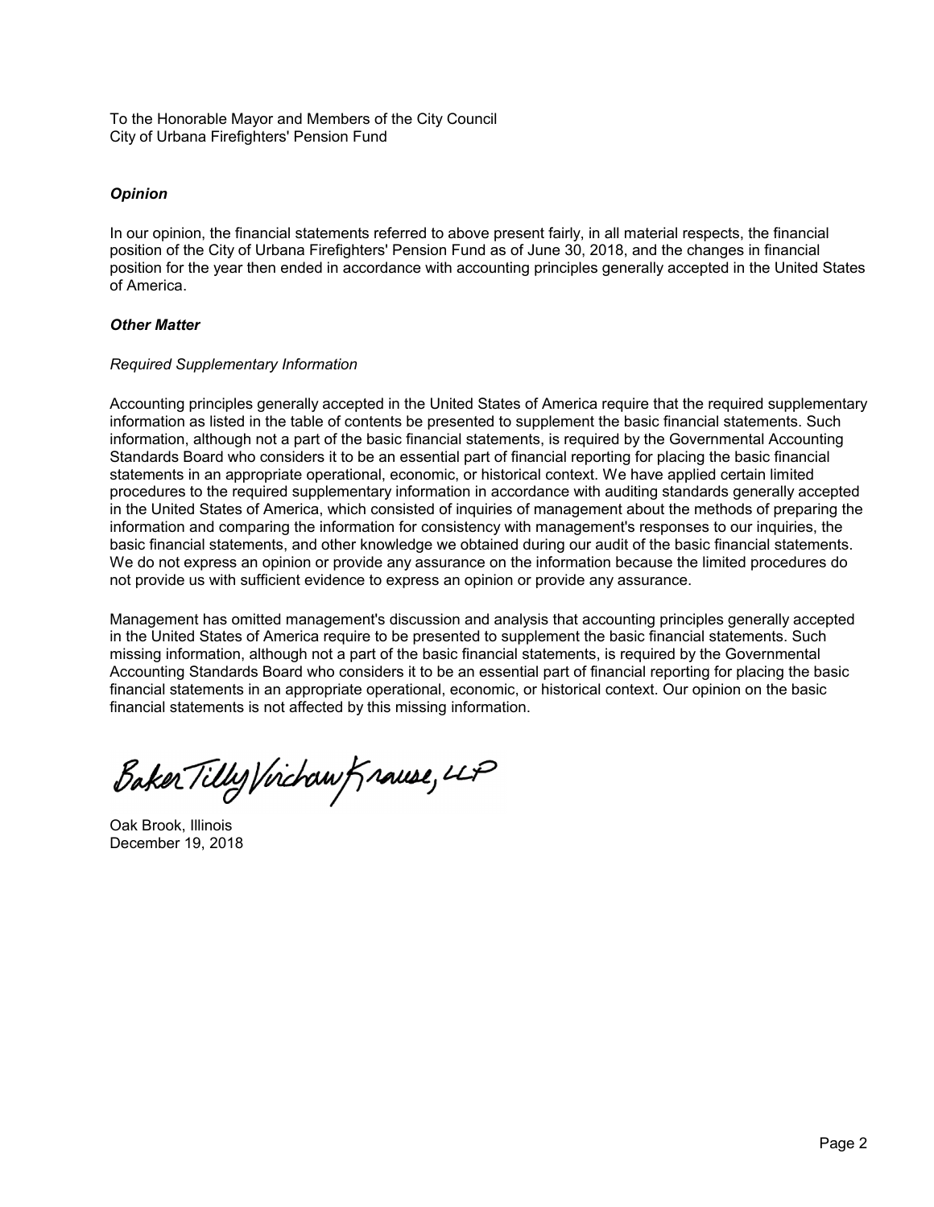To the Honorable Mayor and Members of the City Council
City of Urbana Firefighters' Pension Fund

***Opinion***

In our opinion, the financial statements referred to above present fairly, in all material respects, the financial position of the City of Urbana Firefighters' Pension Fund as of June 30, 2018, and the changes in financial position for the year then ended in accordance with accounting principles generally accepted in the United States of America.

***Other Matter***

*Required Supplementary Information*

Accounting principles generally accepted in the United States of America require that the required supplementary information as listed in the table of contents be presented to supplement the basic financial statements. Such information, although not a part of the basic financial statements, is required by the Governmental Accounting Standards Board who considers it to be an essential part of financial reporting for placing the basic financial statements in an appropriate operational, economic, or historical context. We have applied certain limited procedures to the required supplementary information in accordance with auditing standards generally accepted in the United States of America, which consisted of inquiries of management about the methods of preparing the information and comparing the information for consistency with management's responses to our inquiries, the basic financial statements, and other knowledge we obtained during our audit of the basic financial statements. We do not express an opinion or provide any assurance on the information because the limited procedures do not provide us with sufficient evidence to express an opinion or provide any assurance.

Management has omitted management's discussion and analysis that accounting principles generally accepted in the United States of America require to be presented to supplement the basic financial statements. Such missing information, although not a part of the basic financial statements, is required by the Governmental Accounting Standards Board who considers it to be an essential part of financial reporting for placing the basic financial statements in an appropriate operational, economic, or historical context. Our opinion on the basic financial statements is not affected by this missing information.

Baker Tilly Virchow Krause, LLP

Oak Brook, Illinois
December 19, 2018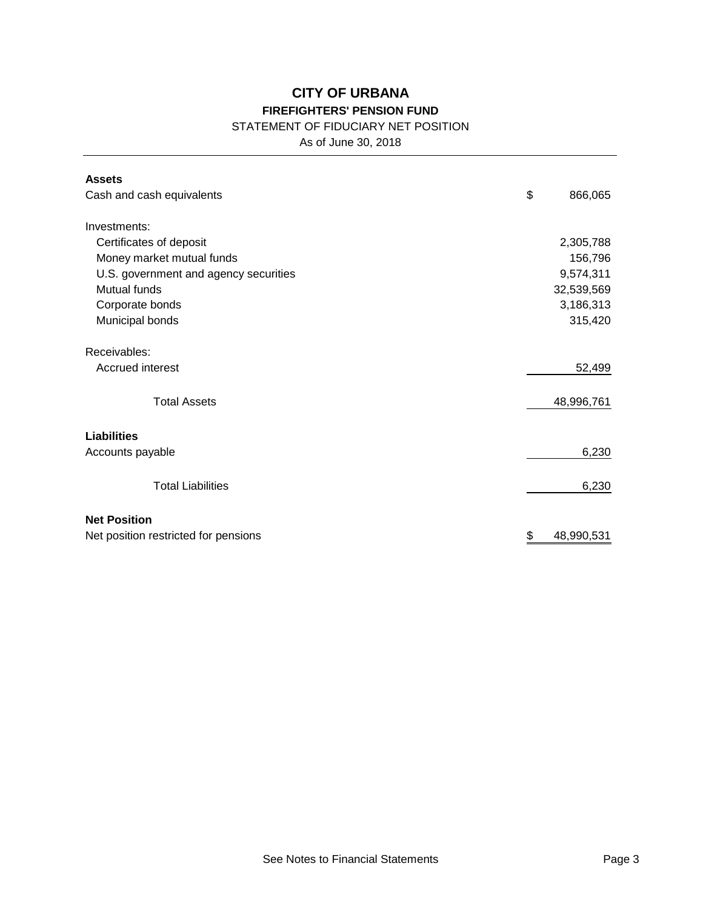# CITY OF URBANA

## FIREFIGHTERS' PENSION FUND

STATEMENT OF FIDUCIARY NET POSITION

As of June 30, 2018

| | |
|---|---|
| **Assets** | |
| Cash and cash equivalents | $ 866,065 |
| Investments: | |
| Certificates of deposit | 2,305,788 |
| Money market mutual funds | 156,796 |
| U.S. government and agency securities | 9,574,311 |
| Mutual funds | 32,539,569 |
| Corporate bonds | 3,186,313 |
| Municipal bonds | 315,420 |
| Receivables: | |
| Accrued interest | 52,499 |
| Total Assets | 48,996,761 |
| **Liabilities** | |
| Accounts payable | 6,230 |
| Total Liabilities | 6,230 |
| **Net Position** | |
| Net position restricted for pensions | $ 48,990,531 |

See Notes to Financial Statements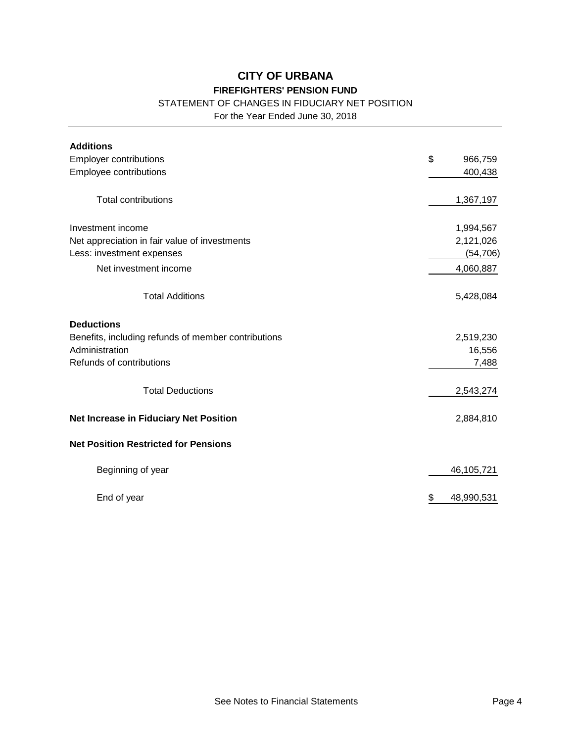# CITY OF URBANA

## FIREFIGHTERS' PENSION FUND

STATEMENT OF CHANGES IN FIDUCIARY NET POSITION

For the Year Ended June 30, 2018

| | |
|---|---|
| **Additions** | |
| Employer contributions | $ 966,759 |
| Employee contributions | 400,438 |
| Total contributions | 1,367,197 |
| Investment income | 1,994,567 |
| Net appreciation in fair value of investments | 2,121,026 |
| Less: investment expenses | (54,706) |
| Net investment income | 4,060,887 |
| Total Additions | 5,428,084 |
| **Deductions** | |
| Benefits, including refunds of member contributions | 2,519,230 |
| Administration | 16,556 |
| Refunds of contributions | 7,488 |
| Total Deductions | 2,543,274 |
| **Net Increase in Fiduciary Net Position** | 2,884,810 |
| **Net Position Restricted for Pensions** | |
| Beginning of year | 46,105,721 |
| End of year | $ 48,990,531 |

See Notes to Financial Statements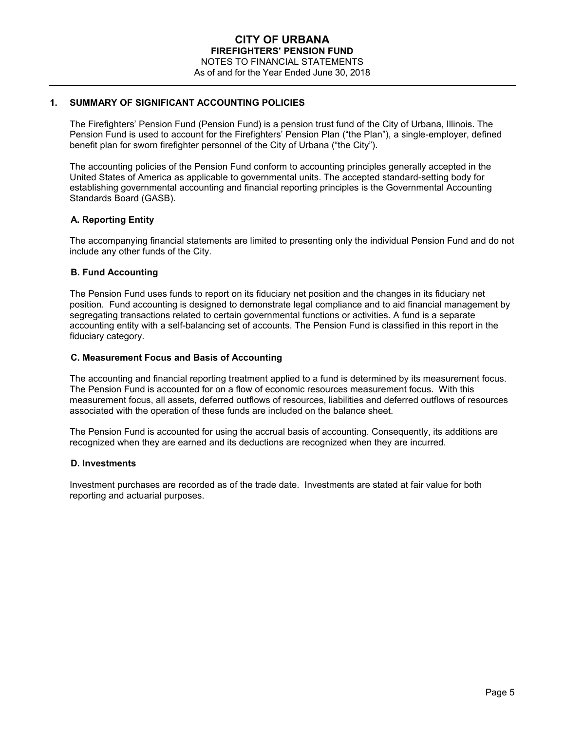# CITY OF URBANA
## FIREFIGHTERS' PENSION FUND
NOTES TO FINANCIAL STATEMENTS
As of and for the Year Ended June 30, 2018

---

## 1. SUMMARY OF SIGNIFICANT ACCOUNTING POLICIES

The Firefighters' Pension Fund (Pension Fund) is a pension trust fund of the City of Urbana, Illinois. The Pension Fund is used to account for the Firefighters' Pension Plan ("the Plan"), a single-employer, defined benefit plan for sworn firefighter personnel of the City of Urbana ("the City").

The accounting policies of the Pension Fund conform to accounting principles generally accepted in the United States of America as applicable to governmental units. The accepted standard-setting body for establishing governmental accounting and financial reporting principles is the Governmental Accounting Standards Board (GASB).

### A. Reporting Entity

The accompanying financial statements are limited to presenting only the individual Pension Fund and do not include any other funds of the City.

### B. Fund Accounting

The Pension Fund uses funds to report on its fiduciary net position and the changes in its fiduciary net position. Fund accounting is designed to demonstrate legal compliance and to aid financial management by segregating transactions related to certain governmental functions or activities. A fund is a separate accounting entity with a self-balancing set of accounts. The Pension Fund is classified in this report in the fiduciary category.

### C. Measurement Focus and Basis of Accounting

The accounting and financial reporting treatment applied to a fund is determined by its measurement focus. The Pension Fund is accounted for on a flow of economic resources measurement focus. With this measurement focus, all assets, deferred outflows of resources, liabilities and deferred outflows of resources associated with the operation of these funds are included on the balance sheet.

The Pension Fund is accounted for using the accrual basis of accounting. Consequently, its additions are recognized when they are earned and its deductions are recognized when they are incurred.

### D. Investments

Investment purchases are recorded as of the trade date. Investments are stated at fair value for both reporting and actuarial purposes.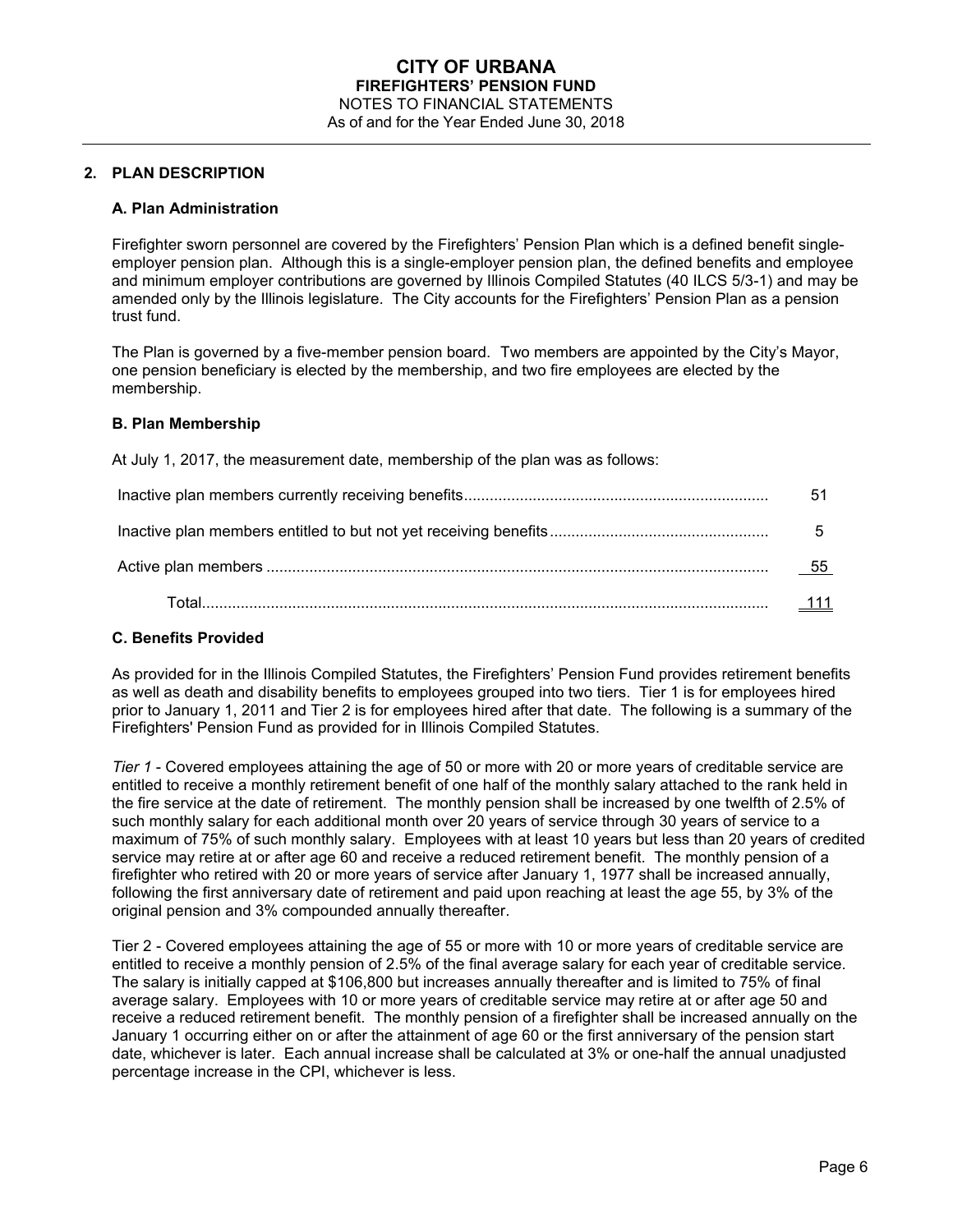# CITY OF URBANA
## FIREFIGHTERS' PENSION FUND
NOTES TO FINANCIAL STATEMENTS
As of and for the Year Ended June 30, 2018

## 2. PLAN DESCRIPTION

### A. Plan Administration

Firefighter sworn personnel are covered by the Firefighters' Pension Plan which is a defined benefit single-employer pension plan. Although this is a single-employer pension plan, the defined benefits and employee and minimum employer contributions are governed by Illinois Compiled Statutes (40 ILCS 5/3-1) and may be amended only by the Illinois legislature. The City accounts for the Firefighters' Pension Plan as a pension trust fund.

The Plan is governed by a five-member pension board. Two members are appointed by the City's Mayor, one pension beneficiary is elected by the membership, and two fire employees are elected by the membership.

### B. Plan Membership

At July 1, 2017, the measurement date, membership of the plan was as follows:

| | |
|---|---|
| Inactive plan members currently receiving benefits | 51 |
| Inactive plan members entitled to but not yet receiving benefits | 5 |
| Active plan members | 55 |
| Total | 111 |

### C. Benefits Provided

As provided for in the Illinois Compiled Statutes, the Firefighters' Pension Fund provides retirement benefits as well as death and disability benefits to employees grouped into two tiers. Tier 1 is for employees hired prior to January 1, 2011 and Tier 2 is for employees hired after that date. The following is a summary of the Firefighters' Pension Fund as provided for in Illinois Compiled Statutes.

*Tier 1* - Covered employees attaining the age of 50 or more with 20 or more years of creditable service are entitled to receive a monthly retirement benefit of one half of the monthly salary attached to the rank held in the fire service at the date of retirement. The monthly pension shall be increased by one twelfth of 2.5% of such monthly salary for each additional month over 20 years of service through 30 years of service to a maximum of 75% of such monthly salary. Employees with at least 10 years but less than 20 years of credited service may retire at or after age 60 and receive a reduced retirement benefit. The monthly pension of a firefighter who retired with 20 or more years of service after January 1, 1977 shall be increased annually, following the first anniversary date of retirement and paid upon reaching at least the age 55, by 3% of the original pension and 3% compounded annually thereafter.

Tier 2 - Covered employees attaining the age of 55 or more with 10 or more years of creditable service are entitled to receive a monthly pension of 2.5% of the final average salary for each year of creditable service. The salary is initially capped at $106,800 but increases annually thereafter and is limited to 75% of final average salary. Employees with 10 or more years of creditable service may retire at or after age 50 and receive a reduced retirement benefit. The monthly pension of a firefighter shall be increased annually on the January 1 occurring either on or after the attainment of age 60 or the first anniversary of the pension start date, whichever is later. Each annual increase shall be calculated at 3% or one-half the annual unadjusted percentage increase in the CPI, whichever is less.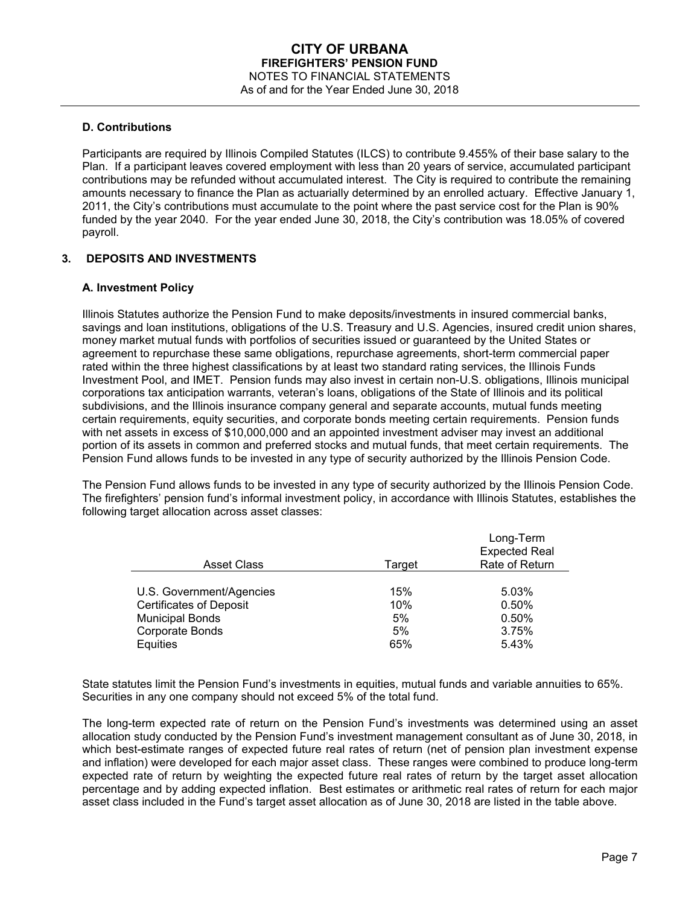### D. Contributions

Participants are required by Illinois Compiled Statutes (ILCS) to contribute 9.455% of their base salary to the Plan. If a participant leaves covered employment with less than 20 years of service, accumulated participant contributions may be refunded without accumulated interest. The City is required to contribute the remaining amounts necessary to finance the Plan as actuarially determined by an enrolled actuary. Effective January 1, 2011, the City's contributions must accumulate to the point where the past service cost for the Plan is 90% funded by the year 2040. For the year ended June 30, 2018, the City's contribution was 18.05% of covered payroll.

## 3. DEPOSITS AND INVESTMENTS

### A. Investment Policy

Illinois Statutes authorize the Pension Fund to make deposits/investments in insured commercial banks, savings and loan institutions, obligations of the U.S. Treasury and U.S. Agencies, insured credit union shares, money market mutual funds with portfolios of securities issued or guaranteed by the United States or agreement to repurchase these same obligations, repurchase agreements, short-term commercial paper rated within the three highest classifications by at least two standard rating services, the Illinois Funds Investment Pool, and IMET. Pension funds may also invest in certain non-U.S. obligations, Illinois municipal corporations tax anticipation warrants, veteran's loans, obligations of the State of Illinois and its political subdivisions, and the Illinois insurance company general and separate accounts, mutual funds meeting certain requirements, equity securities, and corporate bonds meeting certain requirements. Pension funds with net assets in excess of $10,000,000 and an appointed investment adviser may invest an additional portion of its assets in common and preferred stocks and mutual funds, that meet certain requirements. The Pension Fund allows funds to be invested in any type of security authorized by the Illinois Pension Code.

The Pension Fund allows funds to be invested in any type of security authorized by the Illinois Pension Code. The firefighters' pension fund's informal investment policy, in accordance with Illinois Statutes, establishes the following target allocation across asset classes:

| Asset Class | Target | Long-Term Expected Real Rate of Return |
|---|---|---|
| U.S. Government/Agencies | 15% | 5.03% |
| Certificates of Deposit | 10% | 0.50% |
| Municipal Bonds | 5% | 0.50% |
| Corporate Bonds | 5% | 3.75% |
| Equities | 65% | 5.43% |

State statutes limit the Pension Fund's investments in equities, mutual funds and variable annuities to 65%. Securities in any one company should not exceed 5% of the total fund.

The long-term expected rate of return on the Pension Fund's investments was determined using an asset allocation study conducted by the Pension Fund's investment management consultant as of June 30, 2018, in which best-estimate ranges of expected future real rates of return (net of pension plan investment expense and inflation) were developed for each major asset class. These ranges were combined to produce long-term expected rate of return by weighting the expected future real rates of return by the target asset allocation percentage and by adding expected inflation. Best estimates or arithmetic real rates of return for each major asset class included in the Fund's target asset allocation as of June 30, 2018 are listed in the table above.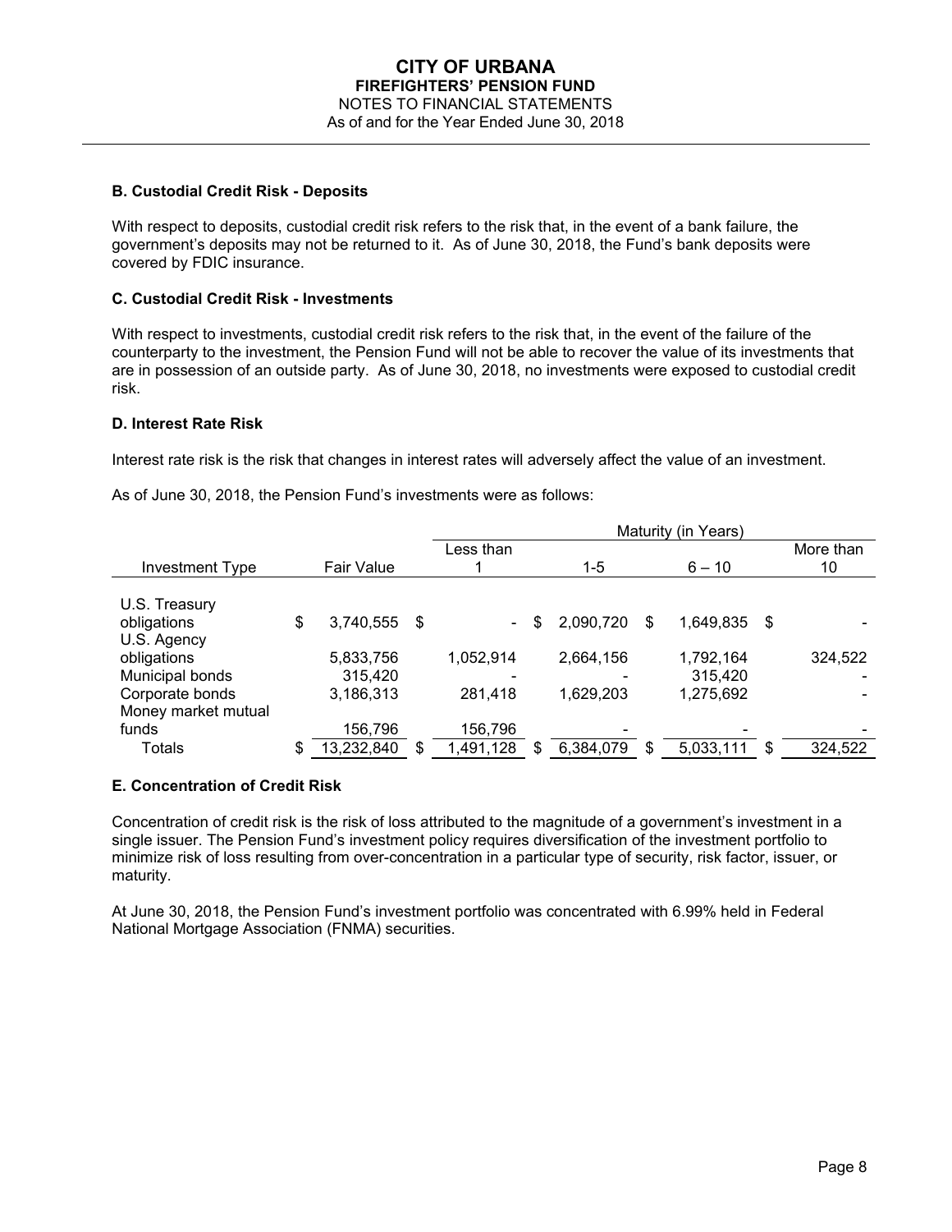### B. Custodial Credit Risk - Deposits

With respect to deposits, custodial credit risk refers to the risk that, in the event of a bank failure, the government's deposits may not be returned to it. As of June 30, 2018, the Fund's bank deposits were covered by FDIC insurance.

### C. Custodial Credit Risk - Investments

With respect to investments, custodial credit risk refers to the risk that, in the event of the failure of the counterparty to the investment, the Pension Fund will not be able to recover the value of its investments that are in possession of an outside party. As of June 30, 2018, no investments were exposed to custodial credit risk.

### D. Interest Rate Risk

Interest rate risk is the risk that changes in interest rates will adversely affect the value of an investment.

As of June 30, 2018, the Pension Fund's investments were as follows:

| | | Maturity (in Years) | | | |
|---|---|---|---|---|---|
| Investment Type | Fair Value | Less than 1 | 1-5 | 6 – 10 | More than 10 |
| U.S. Treasury obligations | $ 3,740,555 | $ - | $ 2,090,720 | $ 1,649,835 | $ - |
| U.S. Agency obligations | 5,833,756 | 1,052,914 | 2,664,156 | 1,792,164 | 324,522 |
| Municipal bonds | 315,420 | - | - | 315,420 | - |
| Corporate bonds | 3,186,313 | 281,418 | 1,629,203 | 1,275,692 | - |
| Money market mutual funds | 156,796 | 156,796 | - | - | - |
| Totals | $ 13,232,840 | $ 1,491,128 | $ 6,384,079 | $ 5,033,111 | $ 324,522 |

### E. Concentration of Credit Risk

Concentration of credit risk is the risk of loss attributed to the magnitude of a government's investment in a single issuer. The Pension Fund's investment policy requires diversification of the investment portfolio to minimize risk of loss resulting from over-concentration in a particular type of security, risk factor, issuer, or maturity.

At June 30, 2018, the Pension Fund's investment portfolio was concentrated with 6.99% held in Federal National Mortgage Association (FNMA) securities.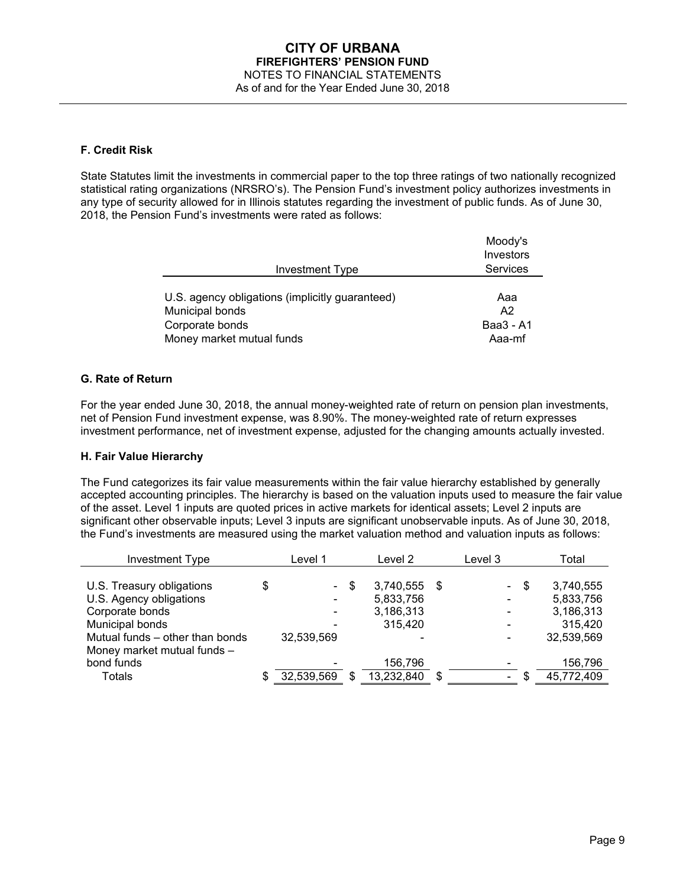### F. Credit Risk

State Statutes limit the investments in commercial paper to the top three ratings of two nationally recognized statistical rating organizations (NRSRO's). The Pension Fund's investment policy authorizes investments in any type of security allowed for in Illinois statutes regarding the investment of public funds. As of June 30, 2018, the Pension Fund's investments were rated as follows:

| Investment Type | Moody's Investors Services |
|---|---|
| U.S. agency obligations (implicitly guaranteed) | Aaa |
| Municipal bonds | A2 |
| Corporate bonds | Baa3 - A1 |
| Money market mutual funds | Aaa-mf |

### G. Rate of Return

For the year ended June 30, 2018, the annual money-weighted rate of return on pension plan investments, net of Pension Fund investment expense, was 8.90%. The money-weighted rate of return expresses investment performance, net of investment expense, adjusted for the changing amounts actually invested.

### H. Fair Value Hierarchy

The Fund categorizes its fair value measurements within the fair value hierarchy established by generally accepted accounting principles. The hierarchy is based on the valuation inputs used to measure the fair value of the asset. Level 1 inputs are quoted prices in active markets for identical assets; Level 2 inputs are significant other observable inputs; Level 3 inputs are significant unobservable inputs. As of June 30, 2018, the Fund's investments are measured using the market valuation method and valuation inputs as follows:

| Investment Type | Level 1 | Level 2 | Level 3 | Total |
|---|---|---|---|---|
| U.S. Treasury obligations | $ - | $ 3,740,555 | $ - | $ 3,740,555 |
| U.S. Agency obligations | - | 5,833,756 | - | 5,833,756 |
| Corporate bonds | - | 3,186,313 | - | 3,186,313 |
| Municipal bonds | - | 315,420 | - | 315,420 |
| Mutual funds – other than bonds | 32,539,569 | - | - | 32,539,569 |
| Money market mutual funds – bond funds | - | 156,796 | - | 156,796 |
| Totals | $ 32,539,569 | $ 13,232,840 | $ - | $ 45,772,409 |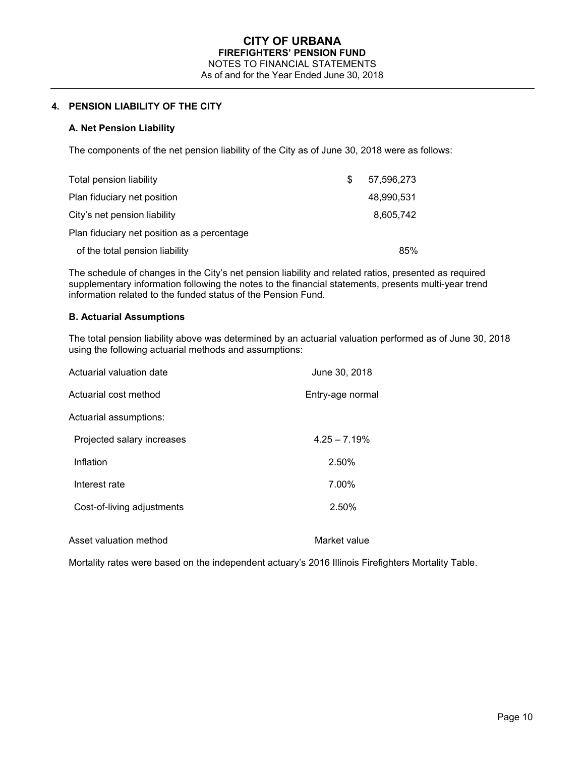# CITY OF URBANA
## FIREFIGHTERS' PENSION FUND
NOTES TO FINANCIAL STATEMENTS
As of and for the Year Ended June 30, 2018

### 4. PENSION LIABILITY OF THE CITY

#### A. Net Pension Liability

The components of the net pension liability of the City as of June 30, 2018 were as follows:

| | |
|---|---|
| Total pension liability | $ 57,596,273 |
| Plan fiduciary net position | 48,990,531 |
| City's net pension liability | 8,605,742 |
| Plan fiduciary net position as a percentage of the total pension liability | 85% |

The schedule of changes in the City's net pension liability and related ratios, presented as required supplementary information following the notes to the financial statements, presents multi-year trend information related to the funded status of the Pension Fund.

#### B. Actuarial Assumptions

The total pension liability above was determined by an actuarial valuation performed as of June 30, 2018 using the following actuarial methods and assumptions:

| | |
|---|---|
| Actuarial valuation date | June 30, 2018 |
| Actuarial cost method | Entry-age normal |
| Actuarial assumptions: | |
| Projected salary increases | 4.25 – 7.19% |
| Inflation | 2.50% |
| Interest rate | 7.00% |
| Cost-of-living adjustments | 2.50% |
| Asset valuation method | Market value |

Mortality rates were based on the independent actuary's 2016 Illinois Firefighters Mortality Table.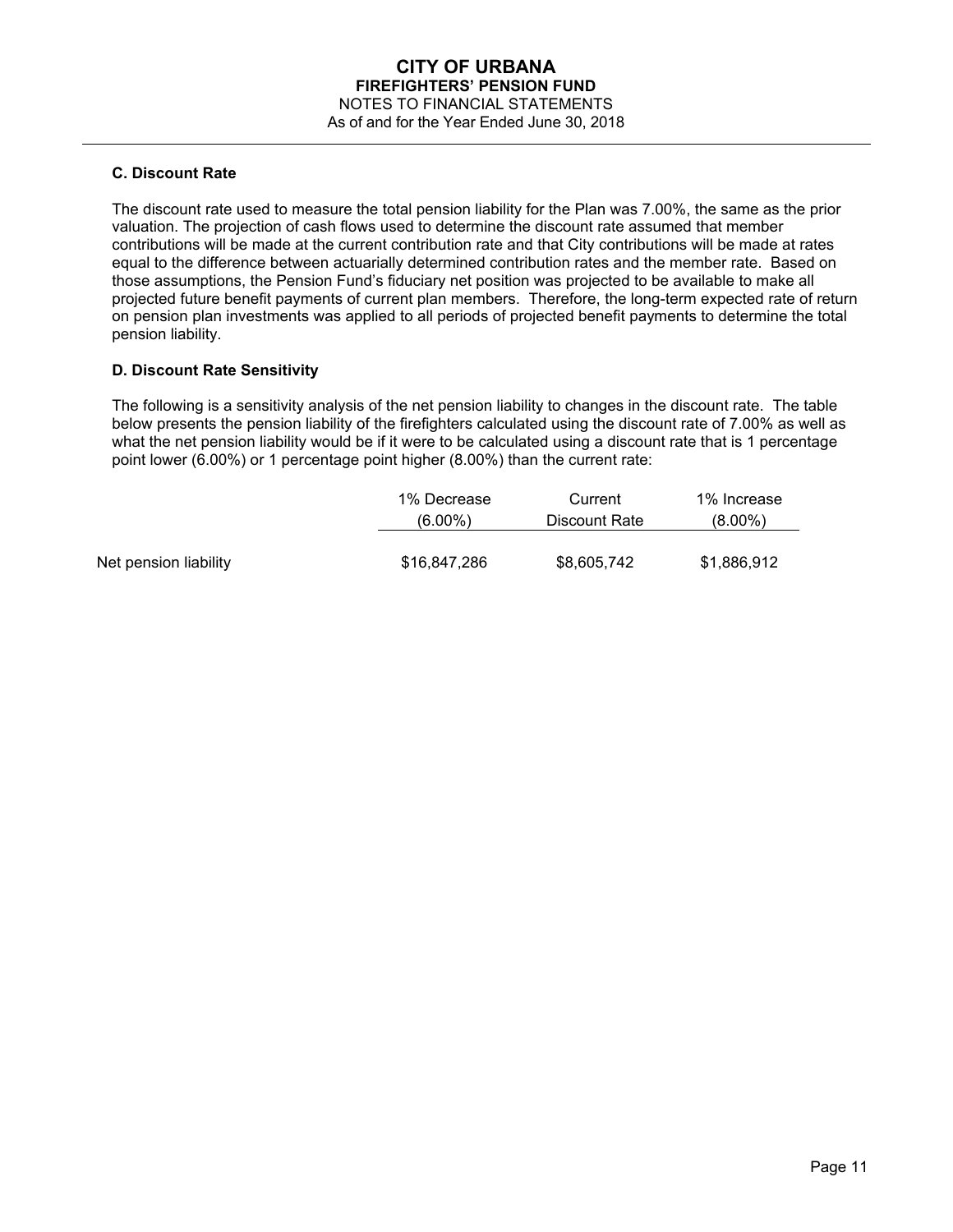### C. Discount Rate

The discount rate used to measure the total pension liability for the Plan was 7.00%, the same as the prior valuation. The projection of cash flows used to determine the discount rate assumed that member contributions will be made at the current contribution rate and that City contributions will be made at rates equal to the difference between actuarially determined contribution rates and the member rate. Based on those assumptions, the Pension Fund's fiduciary net position was projected to be available to make all projected future benefit payments of current plan members. Therefore, the long-term expected rate of return on pension plan investments was applied to all periods of projected benefit payments to determine the total pension liability.

### D. Discount Rate Sensitivity

The following is a sensitivity analysis of the net pension liability to changes in the discount rate. The table below presents the pension liability of the firefighters calculated using the discount rate of 7.00% as well as what the net pension liability would be if it were to be calculated using a discount rate that is 1 percentage point lower (6.00%) or 1 percentage point higher (8.00%) than the current rate:

| | 1% Decrease (6.00%) | Current Discount Rate | 1% Increase (8.00%) |
|---|---|---|---|
| Net pension liability | $16,847,286 | $8,605,742 | $1,886,912 |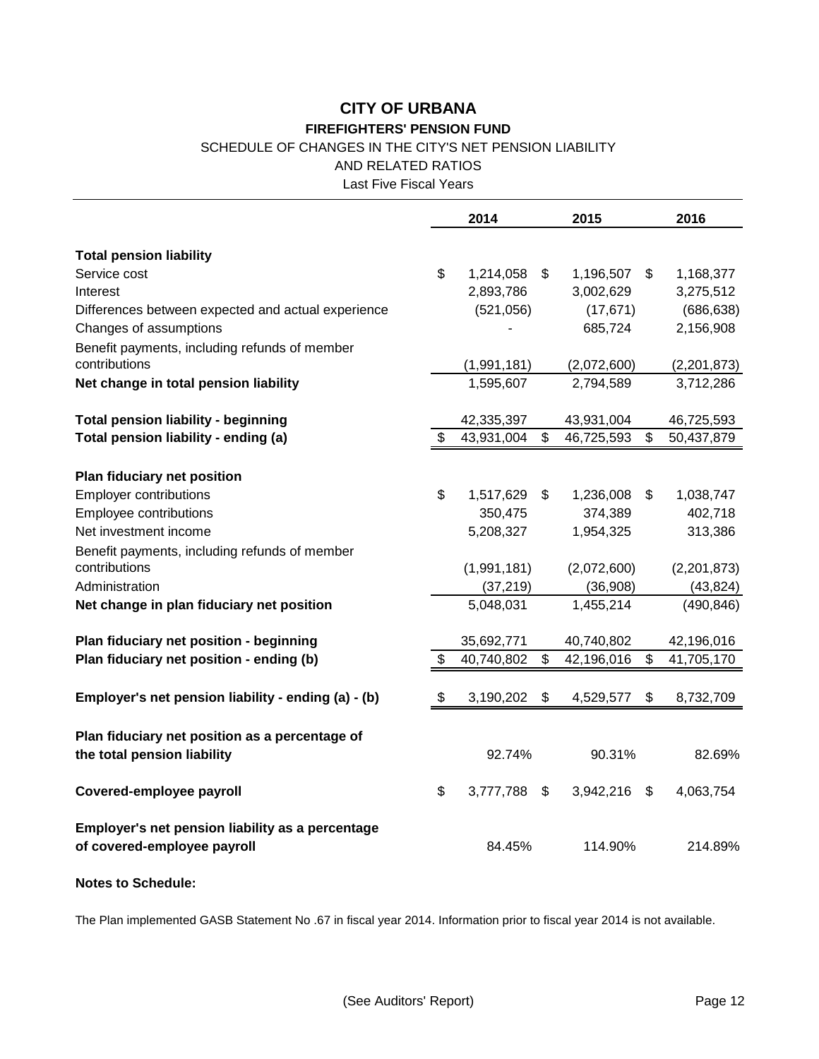# CITY OF URBANA

## FIREFIGHTERS' PENSION FUND

SCHEDULE OF CHANGES IN THE CITY'S NET PENSION LIABILITY

AND RELATED RATIOS

Last Five Fiscal Years

| | 2014 | 2015 | 2016 |
|---|---|---|---|
| **Total pension liability** | | | |
| Service cost | $ 1,214,058 | $ 1,196,507 | $ 1,168,377 |
| Interest | 2,893,786 | 3,002,629 | 3,275,512 |
| Differences between expected and actual experience | (521,056) | (17,671) | (686,638) |
| Changes of assumptions | - | 685,724 | 2,156,908 |
| Benefit payments, including refunds of member contributions | (1,991,181) | (2,072,600) | (2,201,873) |
| **Net change in total pension liability** | 1,595,607 | 2,794,589 | 3,712,286 |
| **Total pension liability - beginning** | 42,335,397 | 43,931,004 | 46,725,593 |
| **Total pension liability - ending (a)** | $ 43,931,004 | $ 46,725,593 | $ 50,437,879 |
| **Plan fiduciary net position** | | | |
| Employer contributions | $ 1,517,629 | $ 1,236,008 | $ 1,038,747 |
| Employee contributions | 350,475 | 374,389 | 402,718 |
| Net investment income | 5,208,327 | 1,954,325 | 313,386 |
| Benefit payments, including refunds of member contributions | (1,991,181) | (2,072,600) | (2,201,873) |
| Administration | (37,219) | (36,908) | (43,824) |
| **Net change in plan fiduciary net position** | 5,048,031 | 1,455,214 | (490,846) |
| **Plan fiduciary net position - beginning** | 35,692,771 | 40,740,802 | 42,196,016 |
| **Plan fiduciary net position - ending (b)** | $ 40,740,802 | $ 42,196,016 | $ 41,705,170 |
| **Employer's net pension liability - ending (a) - (b)** | $ 3,190,202 | $ 4,529,577 | $ 8,732,709 |
| **Plan fiduciary net position as a percentage of the total pension liability** | 92.74% | 90.31% | 82.69% |
| **Covered-employee payroll** | $ 3,777,788 | $ 3,942,216 | $ 4,063,754 |
| **Employer's net pension liability as a percentage of covered-employee payroll** | 84.45% | 114.90% | 214.89% |

**Notes to Schedule:**

The Plan implemented GASB Statement No .67 in fiscal year 2014. Information prior to fiscal year 2014 is not available.

(See Auditors' Report)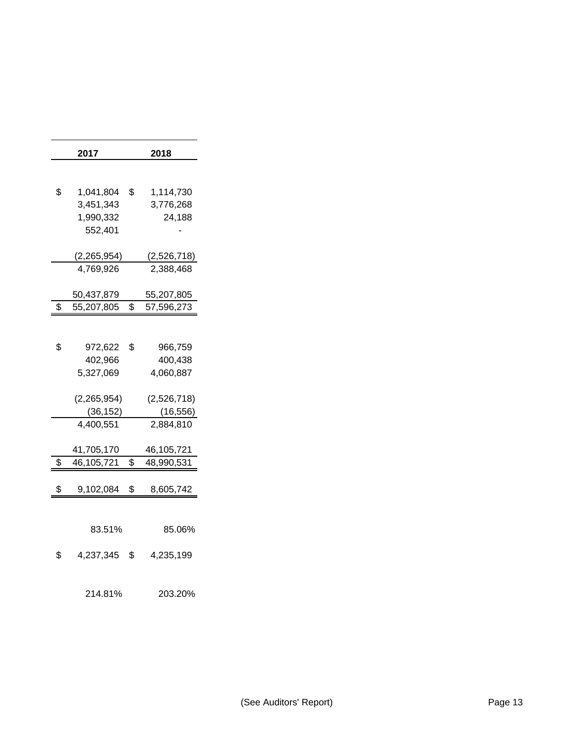| 2017 | 2018 |
|---|---|
| | |
| $ 1,041,804 | $ 1,114,730 |
| 3,451,343 | 3,776,268 |
| 1,990,332 | 24,188 |
| 552,401 | - |
| | |
| (2,265,954) | (2,526,718) |
| 4,769,926 | 2,388,468 |
| | |
| 50,437,879 | 55,207,805 |
| $ 55,207,805 | $ 57,596,273 |
| | |
| $ 972,622 | $ 966,759 |
| 402,966 | 400,438 |
| 5,327,069 | 4,060,887 |
| | |
| (2,265,954) | (2,526,718) |
| (36,152) | (16,556) |
| 4,400,551 | 2,884,810 |
| | |
| 41,705,170 | 46,105,721 |
| $ 46,105,721 | $ 48,990,531 |
| | |
| $ 9,102,084 | $ 8,605,742 |
| | |
| 83.51% | 85.06% |
| | |
| $ 4,237,345 | $ 4,235,199 |
| | |
| 214.81% | 203.20% |

(See Auditors' Report)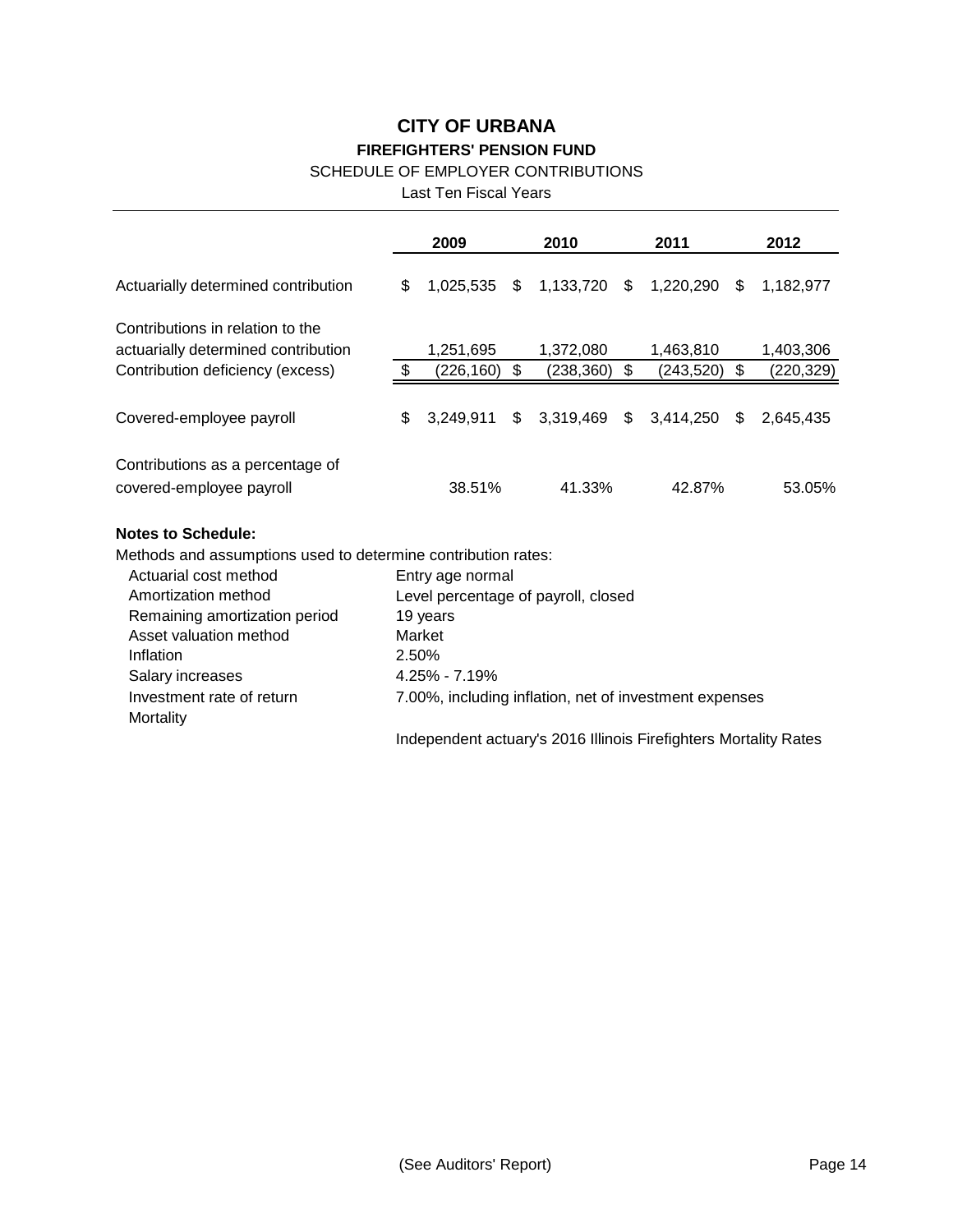# CITY OF URBANA

## FIREFIGHTERS' PENSION FUND

SCHEDULE OF EMPLOYER CONTRIBUTIONS

Last Ten Fiscal Years

| | 2009 | 2010 | 2011 | 2012 |
|---|---|---|---|---|
| Actuarially determined contribution | $ 1,025,535 | $ 1,133,720 | $ 1,220,290 | $ 1,182,977 |
| Contributions in relation to the actuarially determined contribution | 1,251,695 | 1,372,080 | 1,463,810 | 1,403,306 |
| Contribution deficiency (excess) | $ (226,160) | $ (238,360) | $ (243,520) | $ (220,329) |
| Covered-employee payroll | $ 3,249,911 | $ 3,319,469 | $ 3,414,250 | $ 2,645,435 |
| Contributions as a percentage of covered-employee payroll | 38.51% | 41.33% | 42.87% | 53.05% |

**Notes to Schedule:**

Methods and assumptions used to determine contribution rates:

| | |
|---|---|
| Actuarial cost method | Entry age normal |
| Amortization method | Level percentage of payroll, closed |
| Remaining amortization period | 19 years |
| Asset valuation method | Market |
| Inflation | 2.50% |
| Salary increases | 4.25% - 7.19% |
| Investment rate of return | 7.00%, including inflation, net of investment expenses |
| Mortality | Independent actuary's 2016 Illinois Firefighters Mortality Rates |

(See Auditors' Report)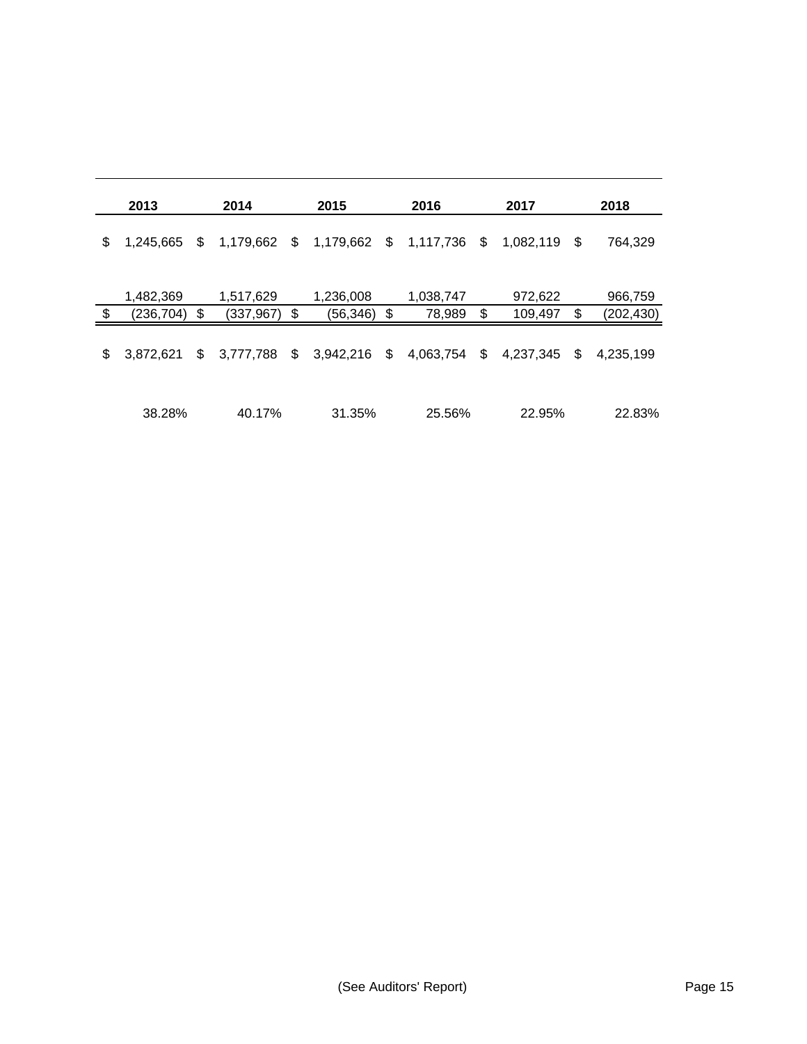| 2013 | 2014 | 2015 | 2016 | 2017 | 2018 |
|---|---|---|---|---|---|
| $ 1,245,665 | $ 1,179,662 | $ 1,179,662 | $ 1,117,736 | $ 1,082,119 | $ 764,329 |
| 1,482,369 | 1,517,629 | 1,236,008 | 1,038,747 | 972,622 | 966,759 |
| $ (236,704) | $ (337,967) | $ (56,346) | $ 78,989 | $ 109,497 | $ (202,430) |
| $ 3,872,621 | $ 3,777,788 | $ 3,942,216 | $ 4,063,754 | $ 4,237,345 | $ 4,235,199 |
| 38.28% | 40.17% | 31.35% | 25.56% | 22.95% | 22.83% |

(See Auditors' Report)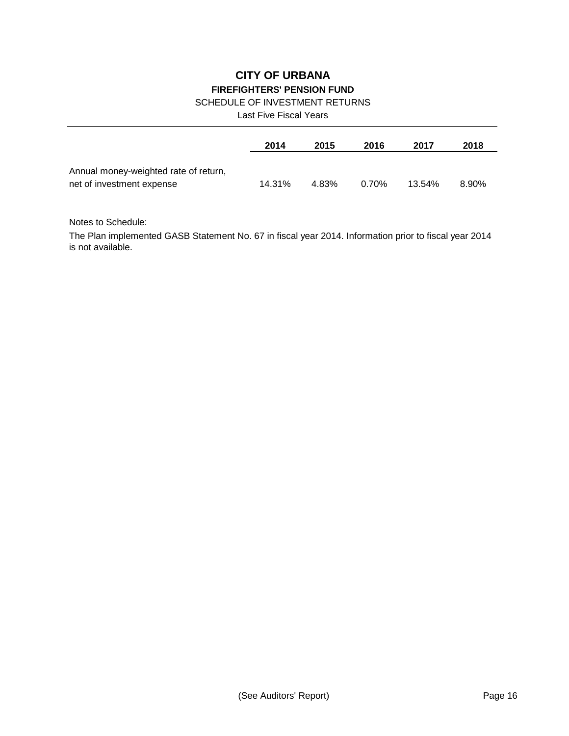# CITY OF URBANA

## FIREFIGHTERS' PENSION FUND

SCHEDULE OF INVESTMENT RETURNS

Last Five Fiscal Years

| | 2014 | 2015 | 2016 | 2017 | 2018 |
|---|---|---|---|---|---|
| Annual money-weighted rate of return, net of investment expense | 14.31% | 4.83% | 0.70% | 13.54% | 8.90% |

Notes to Schedule:

The Plan implemented GASB Statement No. 67 in fiscal year 2014. Information prior to fiscal year 2014 is not available.

(See Auditors' Report)